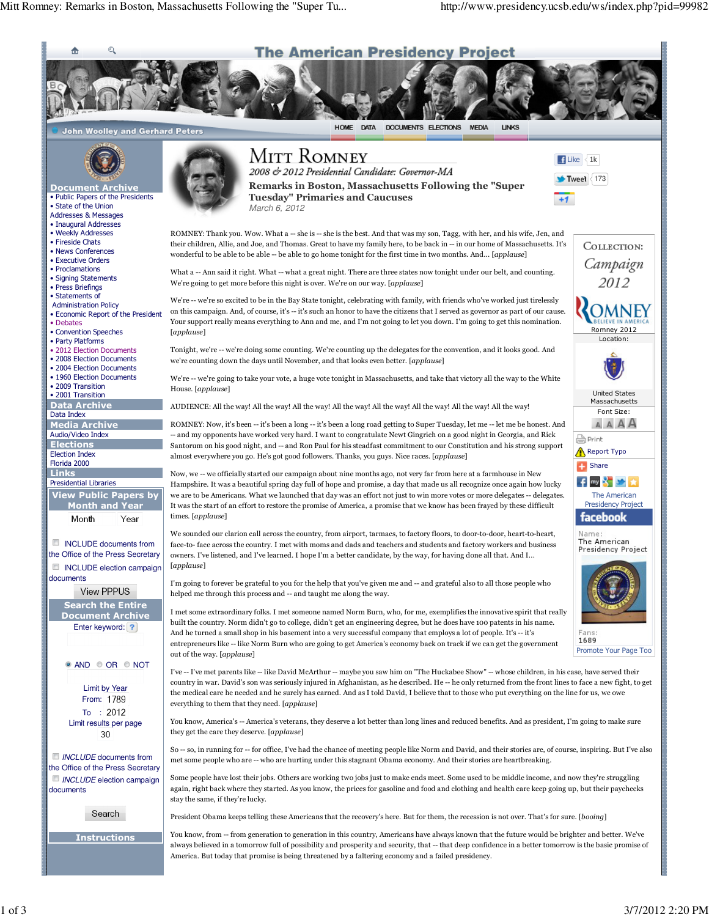# Mitt Romney

*2008 & 2012 Presidential Candidate: Governor-MA*

## Remarks in Boston, Massachusetts Following the "Super Tuesday" Primaries and Caucuses

March 6, 2012

ROMNEY: Thank you. Wow. What a -- she is -- she is the best. And that was my son, Tagg, with her, and his wife, Jen, and their children, Allie, and Joe, and Thomas. Great to have my family here, to be back in -- in our home of Massachusetts. It's wonderful to be able to be able -- be able to go home tonight for the first time in two months. And... [*applause*]

What a -- Ann said it right. What -- what a great night. There are three states now tonight under our belt, and counting. We're going to get more before this night is over. We're on our way. [*applause*]

We're -- we're so excited to be in the Bay State tonight, celebrating with family, with friends who've worked just tirelessly on this campaign. And, of course, it's -- it's such an honor to have the citizens that I served as governor as part of our cause. Your support really means everything to Ann and me, and I'm not going to let you down. I'm going to get this nomination. [*applause*]

Tonight, we're -- we're doing some counting. We're counting up the delegates for the convention, and it looks good. And we're counting down the days until November, and that looks even better. [*applause*]

We're -- we're going to take your vote, a huge vote tonight in Massachusetts, and take that victory all the way to the White House. [*applause*]

AUDIENCE: All the way! All the way! All the way! All the way! All the way! All the way! All the way!

ROMNEY: Now, it's been -- it's been a long -- it's been a long road getting to Super Tuesday, let me -- let me be honest. And -- and my opponents have worked very hard. I want to congratulate Newt Gingrich on a good night in Georgia, and Rick Santorum on his good night, and -- and Ron Paul for his steadfast commitment to our Constitution and his strong support almost everywhere you go. He's got good followers. Thanks, you guys. Nice races. [*applause*]

Now, we -- we officially started our campaign about nine months ago, not very far from here at a farmhouse in New Hampshire. It was a beautiful spring day full of hope and promise, a day that made us all recognize once again how lucky we are to be Americans. What we launched that day was an effort not just to win more votes or more delegates -- delegates. It was the start of an effort to restore the promise of America, a promise that we know has been frayed by these difficult times. [*applause*]

We sounded our clarion call across the country, from airport, tarmacs, to factory floors, to door-to-door, heart-to-heart, face-to- face across the country. I met with moms and dads and teachers and students and factory workers and business owners. I've listened, and I've learned. I hope I'm a better candidate, by the way, for having done all that. And I... [*applause*]

I'm going to forever be grateful to you for the help that you've given me and -- and grateful also to all those people who helped me through this process and -- and taught me along the way.

I met some extraordinary folks. I met someone named Norm Burn, who, for me, exemplifies the innovative spirit that really built the country. Norm didn't go to college, didn't get an engineering degree, but he does have 100 patents in his name. And he turned a small shop in his basement into a very successful company that employs a lot of people. It's -- it's entrepreneurs like -- like Norm Burn who are going to get America's economy back on track if we can get the government out of the way. [*applause*]

I've -- I've met parents like -- like David McArthur -- maybe you saw him on "The Huckabee Show" -- whose children, in his case, have served their country in war. David's son was seriously injured in Afghanistan, as he described. He -- he only returned from the front lines to face a new fight, to get the medical care he needed and he surely has earned. And as I told David, I believe that to those who put everything on the line for us, we owe everything to them that they need. [*applause*]

You know, America's -- America's veterans, they deserve a lot better than long lines and reduced benefits. And as president, I'm going to make sure they get the care they deserve. [*applause*]

So -- so, in running for -- for office, I've had the chance of meeting people like Norm and David, and their stories are, of course, inspiring. But I've also met some people who are -- who are hurting under this stagnant Obama economy. And their stories are heartbreaking.

Some people have lost their jobs. Others are working two jobs just to make ends meet. Some used to be middle income, and now they're struggling again, right back where they started. As you know, the prices for gasoline and food and clothing and health care keep going up, but their paychecks stay the same, if they're lucky.

President Obama keeps telling these Americans that the recovery's here. But for them, the recession is not over. That's for sure. [*booing*]

You know, from -- from generation to generation in this country, Americans have always known that the future would be brighter and better. We've always believed in a tomorrow full of possibility and prosperity and security, that -- that deep confidence in a better tomorrow is the basic promise of America. But today that promise is being threatened by a faltering economy and a failed presidency.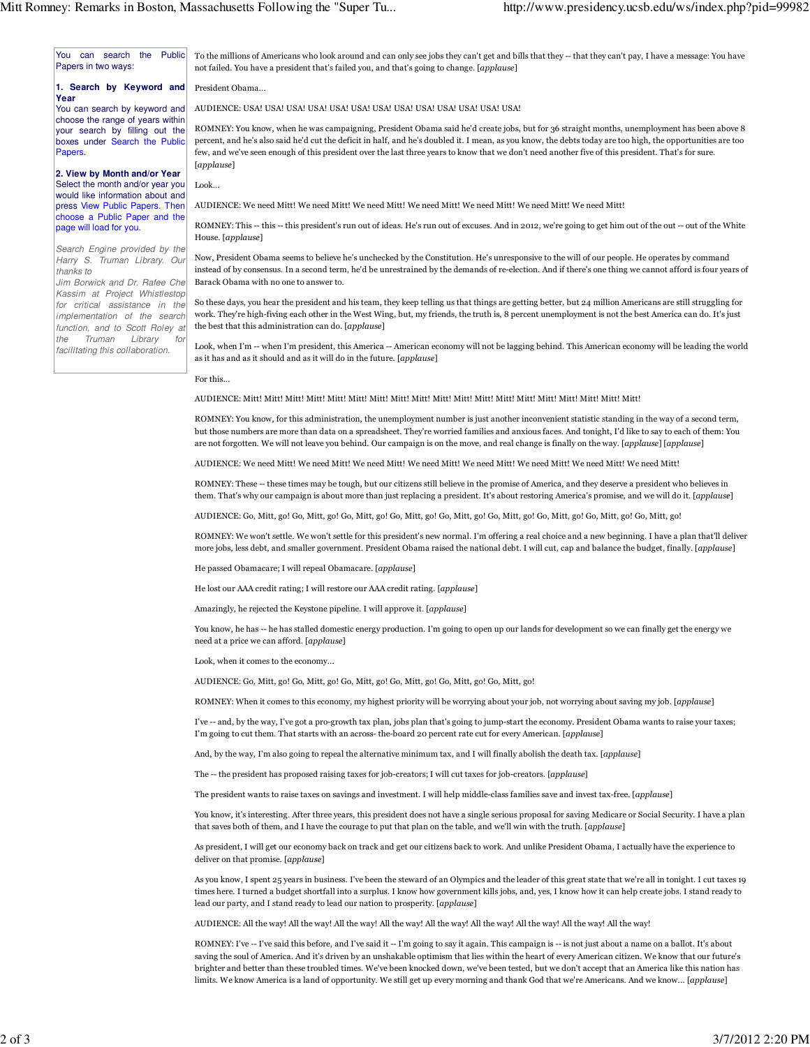You can search the Public Papers in two ways:

**1. Search by Keyword and Year**
You can search by keyword and choose the range of years within your search by filling out the boxes under Search the Public Papers.

**2. View by Month and/or Year**
Select the month and/or year you would like information about and press View Public Papers. Then choose a Public Paper and the page will load for you.

*Search Engine provided by the Harry S. Truman Library. Our thanks to Jim Borwick and Dr. Rafee Che Kassim at Project Whistlestop for critical assistance in the implementation of the search function, and to Scott Roley at the Truman Library for facilitating this collaboration.*

To the millions of Americans who look around and can only see jobs they can't get and bills that they -- that they can't pay, I have a message: You have not failed. You have a president that's failed you, and that's going to change. [*applause*]

President Obama...

AUDIENCE: USA! USA! USA! USA! USA! USA! USA! USA! USA! USA! USA! USA! USA!

ROMNEY: You know, when he was campaigning, President Obama said he'd create jobs, but for 36 straight months, unemployment has been above 8 percent, and he's also said he'd cut the deficit in half, and he's doubled it. I mean, as you know, the debts today are too high, the opportunities are too few, and we've seen enough of this president over the last three years to know that we don't need another five of this president. That's for sure. [*applause*]

Look...

AUDIENCE: We need Mitt! We need Mitt! We need Mitt! We need Mitt! We need Mitt! We need Mitt! We need Mitt! We need Mitt!

ROMNEY: This -- this -- this president's run out of ideas. He's run out of excuses. And in 2012, we're going to get him out of the out -- out of the White House. [*applause*]

Now, President Obama seems to believe he's unchecked by the Constitution. He's unresponsive to the will of our people. He operates by command instead of by consensus. In a second term, he'd be unrestrained by the demands of re-election. And if there's one thing we cannot afford is four years of Barack Obama with no one to answer to.

So these days, you hear the president and his team, they keep telling us that things are getting better, but 24 million Americans are still struggling for work. They're high-fiving each other in the West Wing, but, my friends, the truth is, 8 percent unemployment is not the best America can do. It's just the best that this administration can do. [*applause*]

Look, when I'm -- when I'm president, this America -- American economy will not be lagging behind. This American economy will be leading the world as it has and as it should and as it will do in the future. [*applause*]

For this...

AUDIENCE: Mitt! Mitt! Mitt! Mitt! Mitt! Mitt! Mitt! Mitt! Mitt! Mitt! Mitt! Mitt! Mitt! Mitt! Mitt! Mitt! Mitt! Mitt! Mitt! Mitt! Mitt! Mitt! Mitt!

ROMNEY: You know, for this administration, the unemployment number is just another inconvenient statistic standing in the way of a second term, but those numbers are more than data on a spreadsheet. They're worried families and anxious faces. And tonight, I'd like to say to each of them: You are not forgotten. We will not leave you behind. Our campaign is on the move, and real change is finally on the way. [*applause*] [*applause*]

AUDIENCE: We need Mitt! We need Mitt! We need Mitt! We need Mitt! We need Mitt! We need Mitt! We need Mitt! We need Mitt!

ROMNEY: These -- these times may be tough, but our citizens still believe in the promise of America, and they deserve a president who believes in them. That's why our campaign is about more than just replacing a president. It's about restoring America's promise, and we will do it. [*applause*]

AUDIENCE: Go, Mitt, go! Go, Mitt, go! Go, Mitt, go! Go, Mitt, go! Go, Mitt, go! Go, Mitt, go! Go, Mitt, go! Go, Mitt, go! Go, Mitt, go! Go, Mitt, go!

ROMNEY: We won't settle. We won't settle for this president's new normal. I'm offering a real choice and a new beginning. I have a plan that'll deliver more jobs, less debt, and smaller government. President Obama raised the national debt. I will cut, cap and balance the budget, finally. [*applause*]

He passed Obamacare; I will repeal Obamacare. [*applause*]

He lost our AAA credit rating; I will restore our AAA credit rating. [*applause*]

Amazingly, he rejected the Keystone pipeline. I will approve it. [*applause*]

You know, he has -- he has stalled domestic energy production. I'm going to open up our lands for development so we can finally get the energy we need at a price we can afford. [*applause*]

Look, when it comes to the economy...

AUDIENCE: Go, Mitt, go! Go, Mitt, go! Go, Mitt, go! Go, Mitt, go! Go, Mitt, go! Go, Mitt, go!

ROMNEY: When it comes to this economy, my highest priority will be worrying about your job, not worrying about saving my job. [*applause*]

I've -- and, by the way, I've got a pro-growth tax plan, jobs plan that's going to jump-start the economy. President Obama wants to raise your taxes; I'm going to cut them. That starts with an across- the-board 20 percent rate cut for every American. [*applause*]

And, by the way, I'm also going to repeal the alternative minimum tax, and I will finally abolish the death tax. [*applause*]

The -- the president has proposed raising taxes for job-creators; I will cut taxes for job-creators. [*applause*]

The president wants to raise taxes on savings and investment. I will help middle-class families save and invest tax-free. [*applause*]

You know, it's interesting. After three years, this president does not have a single serious proposal for saving Medicare or Social Security. I have a plan that saves both of them, and I have the courage to put that plan on the table, and we'll win with the truth. [*applause*]

As president, I will get our economy back on track and get our citizens back to work. And unlike President Obama, I actually have the experience to deliver on that promise. [*applause*]

As you know, I spent 25 years in business. I've been the steward of an Olympics and the leader of this great state that we're all in tonight. I cut taxes 19 times here. I turned a budget shortfall into a surplus. I know how government kills jobs, and, yes, I know how it can help create jobs. I stand ready to lead our party, and I stand ready to lead our nation to prosperity. [*applause*]

AUDIENCE: All the way! All the way! All the way! All the way! All the way! All the way! All the way! All the way!

ROMNEY: I've -- I've said this before, and I've said it -- I'm going to say it again. This campaign is -- is not just about a name on a ballot. It's about saving the soul of America. And it's driven by an unshakable optimism that lies within the heart of every American citizen. We know that our future's brighter and better than these troubled times. We've been knocked down, we've been tested, but we don't accept that an America like this nation has limits. We know America is a land of opportunity. We still get up every morning and thank God that we're Americans. And we know... [*applause*]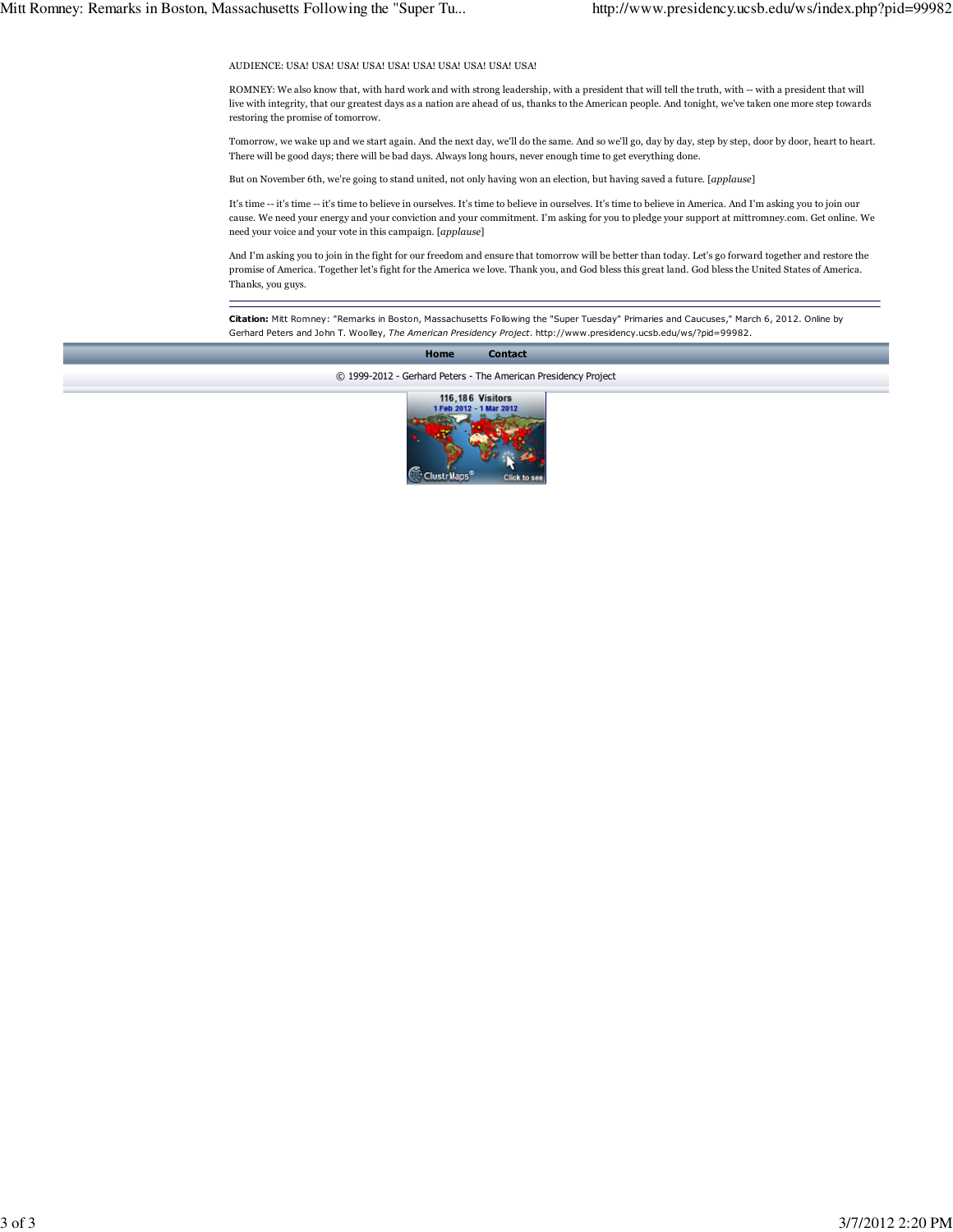AUDIENCE: USA! USA! USA! USA! USA! USA! USA! USA! USA! USA!

ROMNEY: We also know that, with hard work and with strong leadership, with a president that will tell the truth, with -- with a president that will live with integrity, that our greatest days as a nation are ahead of us, thanks to the American people. And tonight, we've taken one more step towards restoring the promise of tomorrow.

Tomorrow, we wake up and we start again. And the next day, we'll do the same. And so we'll go, day by day, step by step, door by door, heart to heart. There will be good days; there will be bad days. Always long hours, never enough time to get everything done.

But on November 6th, we're going to stand united, not only having won an election, but having saved a future. [*applause*]

It's time -- it's time -- it's time to believe in ourselves. It's time to believe in ourselves. It's time to believe in America. And I'm asking you to join our cause. We need your energy and your conviction and your commitment. I'm asking for you to pledge your support at mittromney.com. Get online. We need your voice and your vote in this campaign. [*applause*]

And I'm asking you to join in the fight for our freedom and ensure that tomorrow will be better than today. Let's go forward together and restore the promise of America. Together let's fight for the America we love. Thank you, and God bless this great land. God bless the United States of America. Thanks, you guys.

---

**Citation:** Mitt Romney: "Remarks in Boston, Massachusetts Following the "Super Tuesday" Primaries and Caucuses," March 6, 2012. Online by Gerhard Peters and John T. Woolley, *The American Presidency Project*. http://www.presidency.ucsb.edu/ws/?pid=99982.

**Home** **Contact**

© 1999-2012 - Gerhard Peters - The American Presidency Project

116,186 Visitors
1 Feb 2012 - 1 Mar 2012
ClustrMaps
Click to see